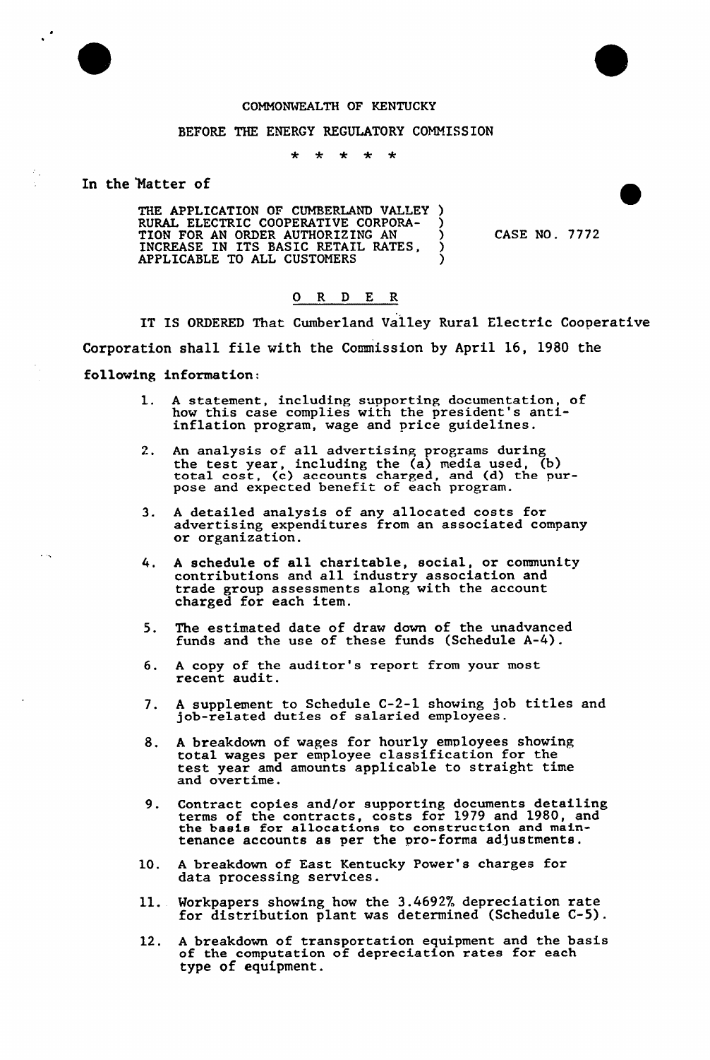COMMONWEALTH OF KENTUCKY

BEFORE THE ENERGY REGULATORY COMMISSION

\* \* \* \* \*

In the Matter of

| | | |
|---|---|---|
| THE APPLICATION OF CUMBERLAND VALLEY RURAL ELECTRIC COOPERATIVE CORPORATION FOR AN ORDER AUTHORIZING AN INCREASE IN ITS BASIC RETAIL RATES, APPLICABLE TO ALL CUSTOMERS | ) | CASE NO. 7772 |

O R D E R

IT IS ORDERED That Cumberland Valley Rural Electric Cooperative Corporation shall file with the Commission by April 16, 1980 the following information:

1. A statement, including supporting documentation, of how this case complies with the president's anti-inflation program, wage and price guidelines.
2. An analysis of all advertising programs during the test year, including the (a) media used, (b) total cost, (c) accounts charged, and (d) the purpose and expected benefit of each program.
3. A detailed analysis of any allocated costs for advertising expenditures from an associated company or organization.
4. A schedule of all charitable, social, or community contributions and all industry association and trade group assessments along with the account charged for each item.
5. The estimated date of draw down of the unadvanced funds and the use of these funds (Schedule A-4).
6. A copy of the auditor's report from your most recent audit.
7. A supplement to Schedule C-2-1 showing job titles and job-related duties of salaried employees.
8. A breakdown of wages for hourly employees showing total wages per employee classification for the test year amd amounts applicable to straight time and overtime.
9. Contract copies and/or supporting documents detailing terms of the contracts, costs for 1979 and 1980, and the basis for allocations to construction and maintenance accounts as per the pro-forma adjustments.
10. A breakdown of East Kentucky Power's charges for data processing services.
11. Workpapers showing how the 3.4692% depreciation rate for distribution plant was determined (Schedule C-5).
12. A breakdown of transportation equipment and the basis of the computation of depreciation rates for each type of equipment.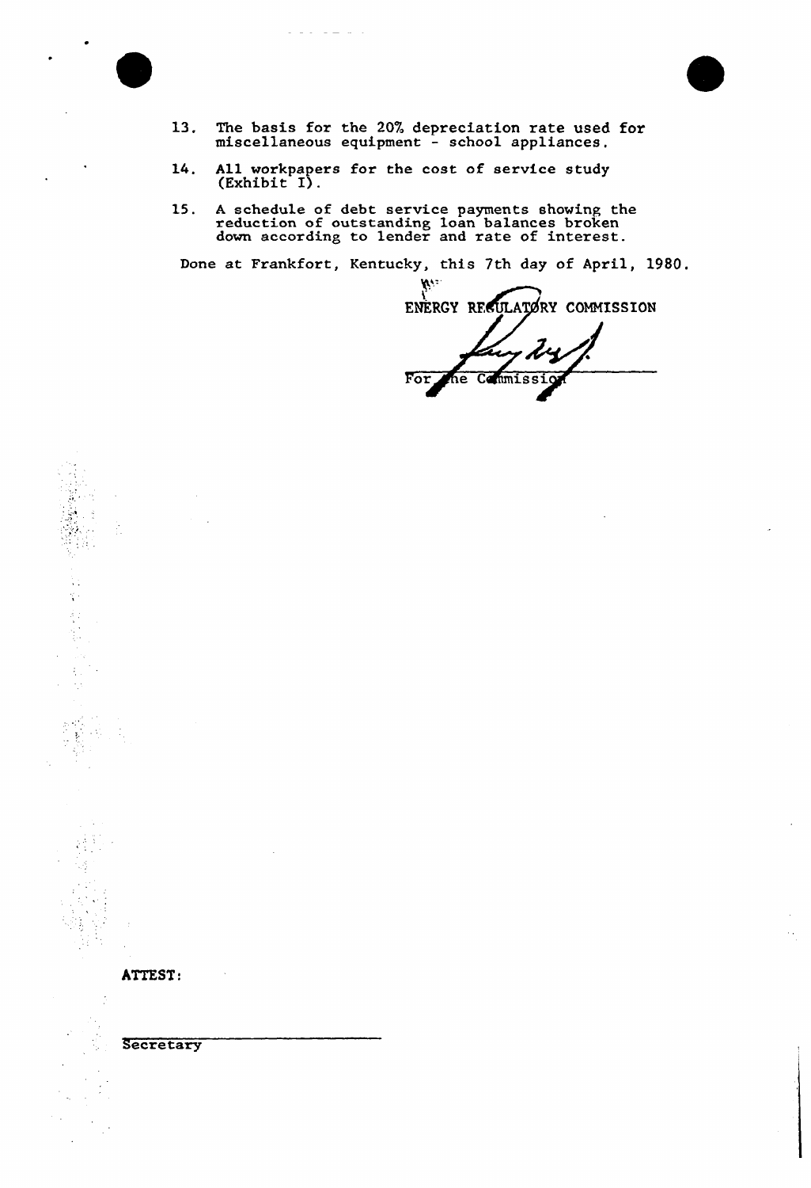13. The basis for the 20% depreciation rate used for miscellaneous equipment - school appliances.

14. All workpapers for the cost of service study (Exhibit I).

15. A schedule of debt service payments showing the reduction of outstanding loan balances broken down according to lender and rate of interest.

Done at Frankfort, Kentucky, this 7th day of April, 1980.

ENERGY REGULATORY COMMISSION

For the Commission

ATTEST:

Secretary